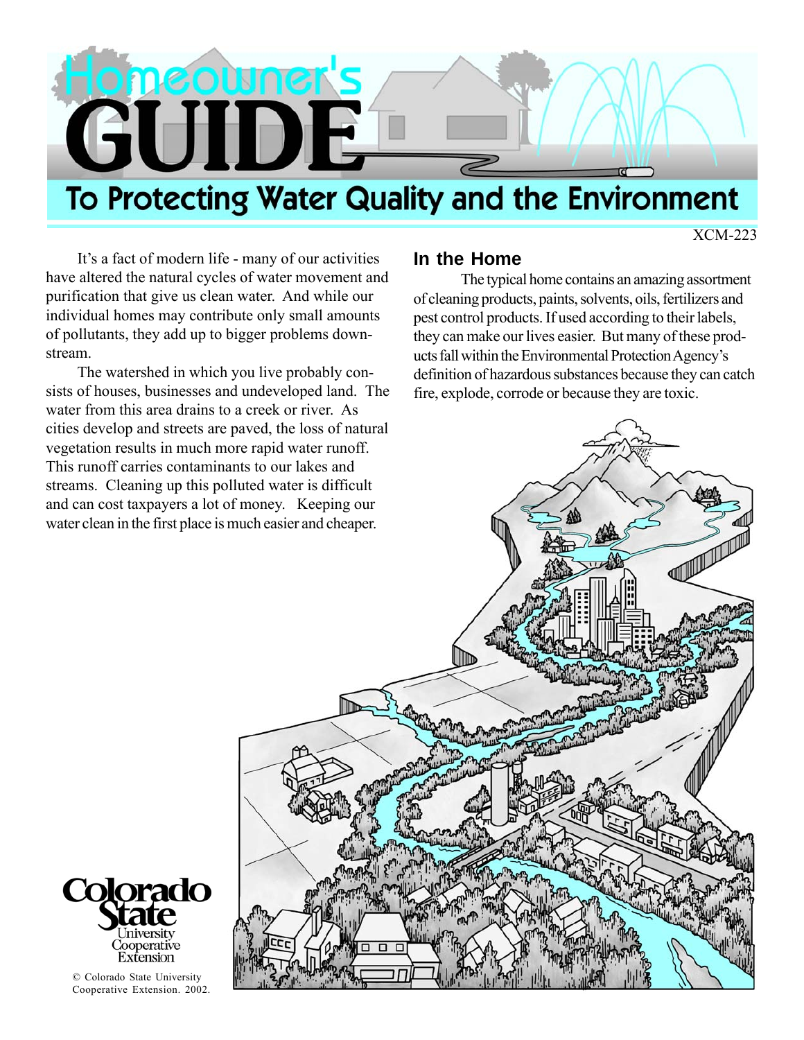# Homeowner's GUIDE

## To Protecting Water Quality and the Environment

XCM-223

It's a fact of modern life - many of our activities have altered the natural cycles of water movement and purification that give us clean water. And while our individual homes may contribute only small amounts of pollutants, they add up to bigger problems downstream.

The watershed in which you live probably consists of houses, businesses and undeveloped land. The water from this area drains to a creek or river. As cities develop and streets are paved, the loss of natural vegetation results in much more rapid water runoff. This runoff carries contaminants to our lakes and streams. Cleaning up this polluted water is difficult and can cost taxpayers a lot of money. Keeping our water clean in the first place is much easier and cheaper.

### In the Home

The typical home contains an amazing assortment of cleaning products, paints, solvents, oils, fertilizers and pest control products. If used according to their labels, they can make our lives easier. But many of these products fall within the Environmental Protection Agency's definition of hazardous substances because they can catch fire, explode, corrode or because they are toxic.

Colorado State University Cooperative Extension

© Colorado State University Cooperative Extension. 2002.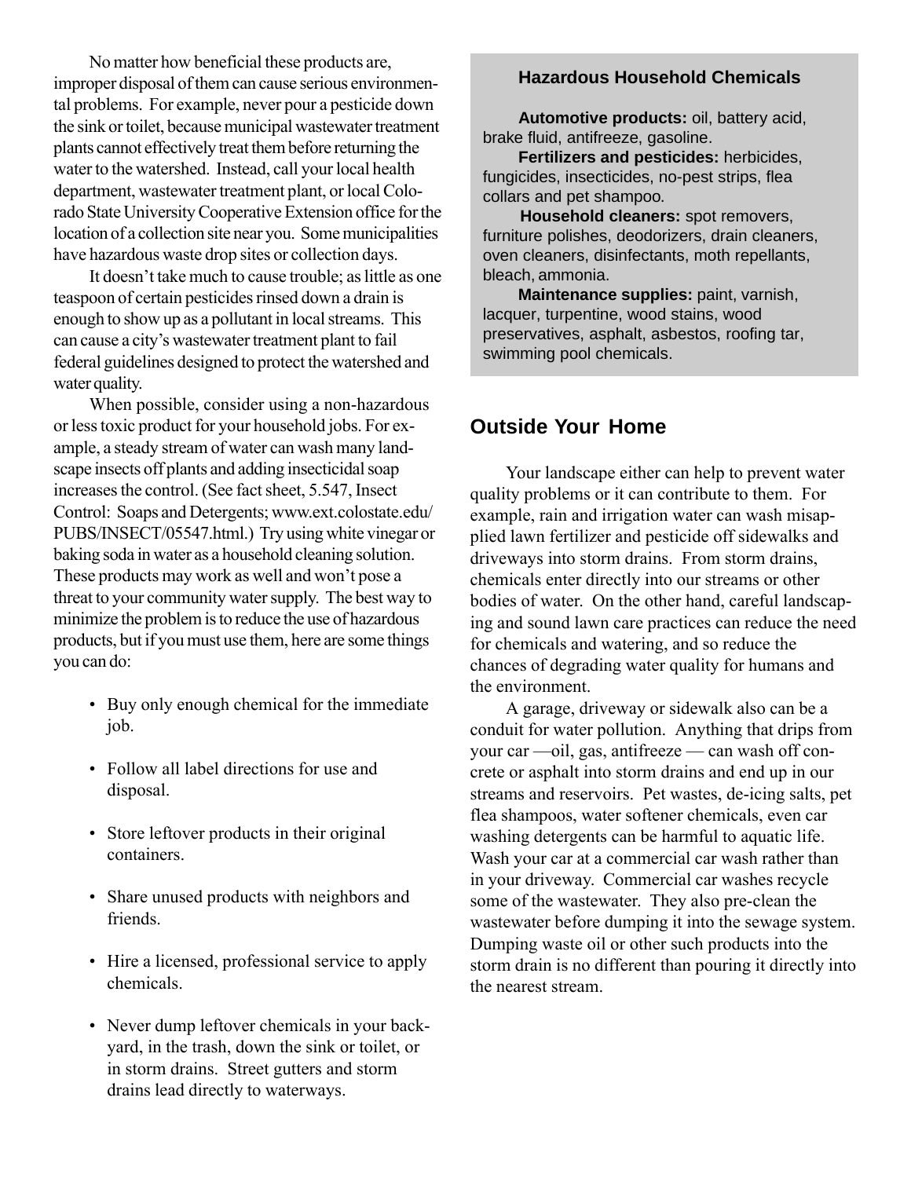No matter how beneficial these products are, improper disposal of them can cause serious environmental problems. For example, never pour a pesticide down the sink or toilet, because municipal wastewater treatment plants cannot effectively treat them before returning the water to the watershed. Instead, call your local health department, wastewater treatment plant, or local Colorado State University Cooperative Extension office for the location of a collection site near you. Some municipalities have hazardous waste drop sites or collection days.

It doesn't take much to cause trouble; as little as one teaspoon of certain pesticides rinsed down a drain is enough to show up as a pollutant in local streams. This can cause a city's wastewater treatment plant to fail federal guidelines designed to protect the watershed and water quality.

When possible, consider using a non-hazardous or less toxic product for your household jobs. For example, a steady stream of water can wash many landscape insects off plants and adding insecticidal soap increases the control. (See fact sheet, 5.547, Insect Control: Soaps and Detergents; www.ext.colostate.edu/PUBS/INSECT/05547.html.) Try using white vinegar or baking soda in water as a household cleaning solution. These products may work as well and won't pose a threat to your community water supply. The best way to minimize the problem is to reduce the use of hazardous products, but if you must use them, here are some things you can do:

- Buy only enough chemical for the immediate job.
- Follow all label directions for use and disposal.
- Store leftover products in their original containers.
- Share unused products with neighbors and friends.
- Hire a licensed, professional service to apply chemicals.
- Never dump leftover chemicals in your backyard, in the trash, down the sink or toilet, or in storm drains. Street gutters and storm drains lead directly to waterways.

### Hazardous Household Chemicals

**Automotive products:** oil, battery acid, brake fluid, antifreeze, gasoline.

**Fertilizers and pesticides:** herbicides, fungicides, insecticides, no-pest strips, flea collars and pet shampoo.

**Household cleaners:** spot removers, furniture polishes, deodorizers, drain cleaners, oven cleaners, disinfectants, moth repellants, bleach, ammonia.

**Maintenance supplies:** paint, varnish, lacquer, turpentine, wood stains, wood preservatives, asphalt, asbestos, roofing tar, swimming pool chemicals.

## Outside Your Home

Your landscape either can help to prevent water quality problems or it can contribute to them. For example, rain and irrigation water can wash misapplied lawn fertilizer and pesticide off sidewalks and driveways into storm drains. From storm drains, chemicals enter directly into our streams or other bodies of water. On the other hand, careful landscaping and sound lawn care practices can reduce the need for chemicals and watering, and so reduce the chances of degrading water quality for humans and the environment.

A garage, driveway or sidewalk also can be a conduit for water pollution. Anything that drips from your car —oil, gas, antifreeze — can wash off concrete or asphalt into storm drains and end up in our streams and reservoirs. Pet wastes, de-icing salts, pet flea shampoos, water softener chemicals, even car washing detergents can be harmful to aquatic life. Wash your car at a commercial car wash rather than in your driveway. Commercial car washes recycle some of the wastewater. They also pre-clean the wastewater before dumping it into the sewage system. Dumping waste oil or other such products into the storm drain is no different than pouring it directly into the nearest stream.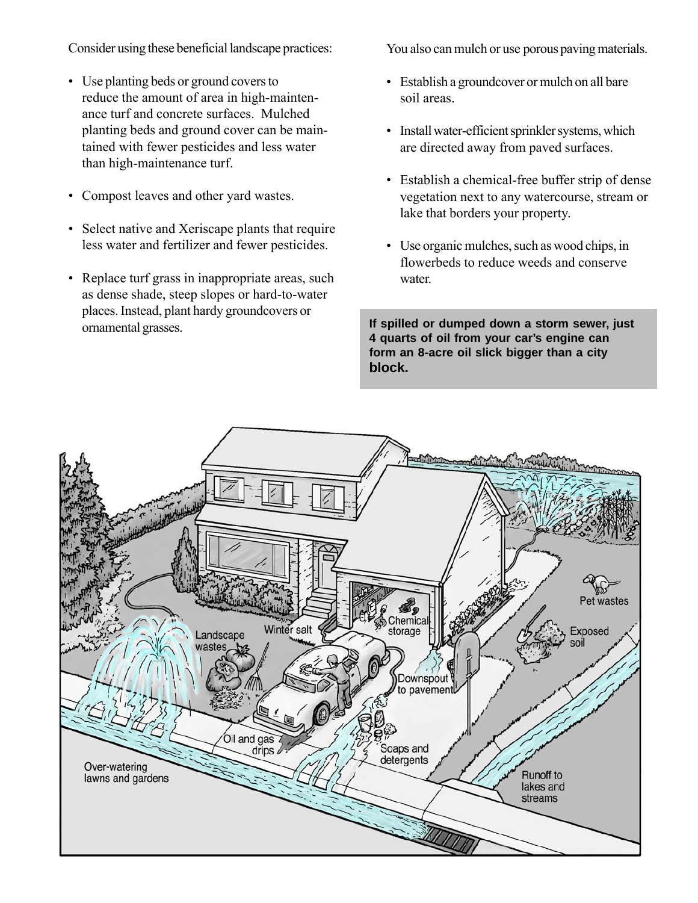Consider using these beneficial landscape practices:

- Use planting beds or ground covers to reduce the amount of area in high-maintenance turf and concrete surfaces. Mulched planting beds and ground cover can be maintained with fewer pesticides and less water than high-maintenance turf.
- Compost leaves and other yard wastes.
- Select native and Xeriscape plants that require less water and fertilizer and fewer pesticides.
- Replace turf grass in inappropriate areas, such as dense shade, steep slopes or hard-to-water places. Instead, plant hardy groundcovers or ornamental grasses.

You also can mulch or use porous paving materials.

- Establish a groundcover or mulch on all bare soil areas.
- Install water-efficient sprinkler systems, which are directed away from paved surfaces.
- Establish a chemical-free buffer strip of dense vegetation next to any watercourse, stream or lake that borders your property.
- Use organic mulches, such as wood chips, in flowerbeds to reduce weeds and conserve water.

**If spilled or dumped down a storm sewer, just 4 quarts of oil from your car's engine can form an 8-acre oil slick bigger than a city block.**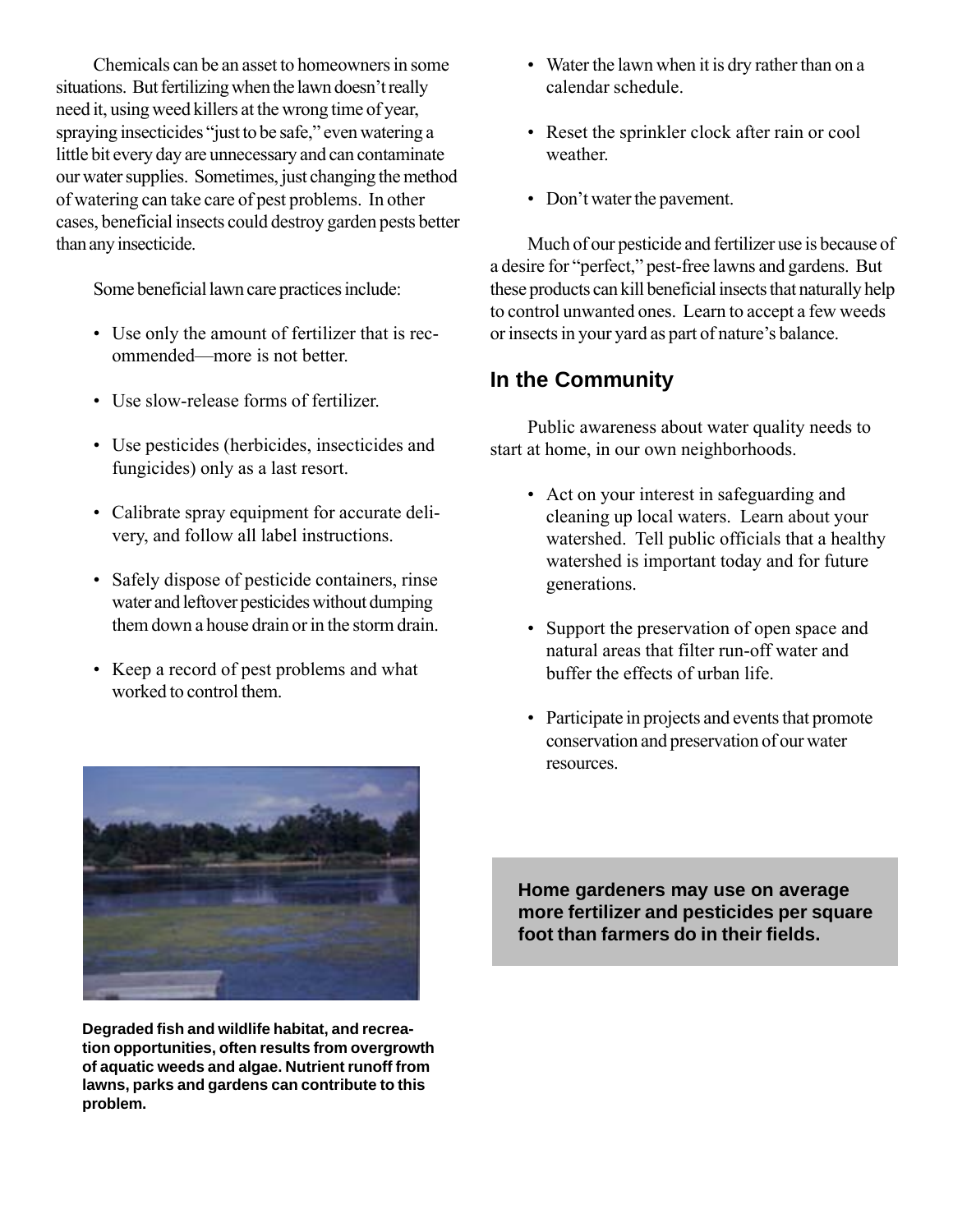Chemicals can be an asset to homeowners in some situations. But fertilizing when the lawn doesn't really need it, using weed killers at the wrong time of year, spraying insecticides "just to be safe," even watering a little bit every day are unnecessary and can contaminate our water supplies. Sometimes, just changing the method of watering can take care of pest problems. In other cases, beneficial insects could destroy garden pests better than any insecticide.

Some beneficial lawn care practices include:

- Use only the amount of fertilizer that is recommended—more is not better.
- Use slow-release forms of fertilizer.
- Use pesticides (herbicides, insecticides and fungicides) only as a last resort.
- Calibrate spray equipment for accurate delivery, and follow all label instructions.
- Safely dispose of pesticide containers, rinse water and leftover pesticides without dumping them down a house drain or in the storm drain.
- Keep a record of pest problems and what worked to control them.

**Degraded fish and wildlife habitat, and recreation opportunities, often results from overgrowth of aquatic weeds and algae. Nutrient runoff from lawns, parks and gardens can contribute to this problem.**

- Water the lawn when it is dry rather than on a calendar schedule.
- Reset the sprinkler clock after rain or cool weather.
- Don't water the pavement.

Much of our pesticide and fertilizer use is because of a desire for "perfect," pest-free lawns and gardens. But these products can kill beneficial insects that naturally help to control unwanted ones. Learn to accept a few weeds or insects in your yard as part of nature's balance.

## In the Community

Public awareness about water quality needs to start at home, in our own neighborhoods.

- Act on your interest in safeguarding and cleaning up local waters. Learn about your watershed. Tell public officials that a healthy watershed is important today and for future generations.
- Support the preservation of open space and natural areas that filter run-off water and buffer the effects of urban life.
- Participate in projects and events that promote conservation and preservation of our water resources.

**Home gardeners may use on average more fertilizer and pesticides per square foot than farmers do in their fields.**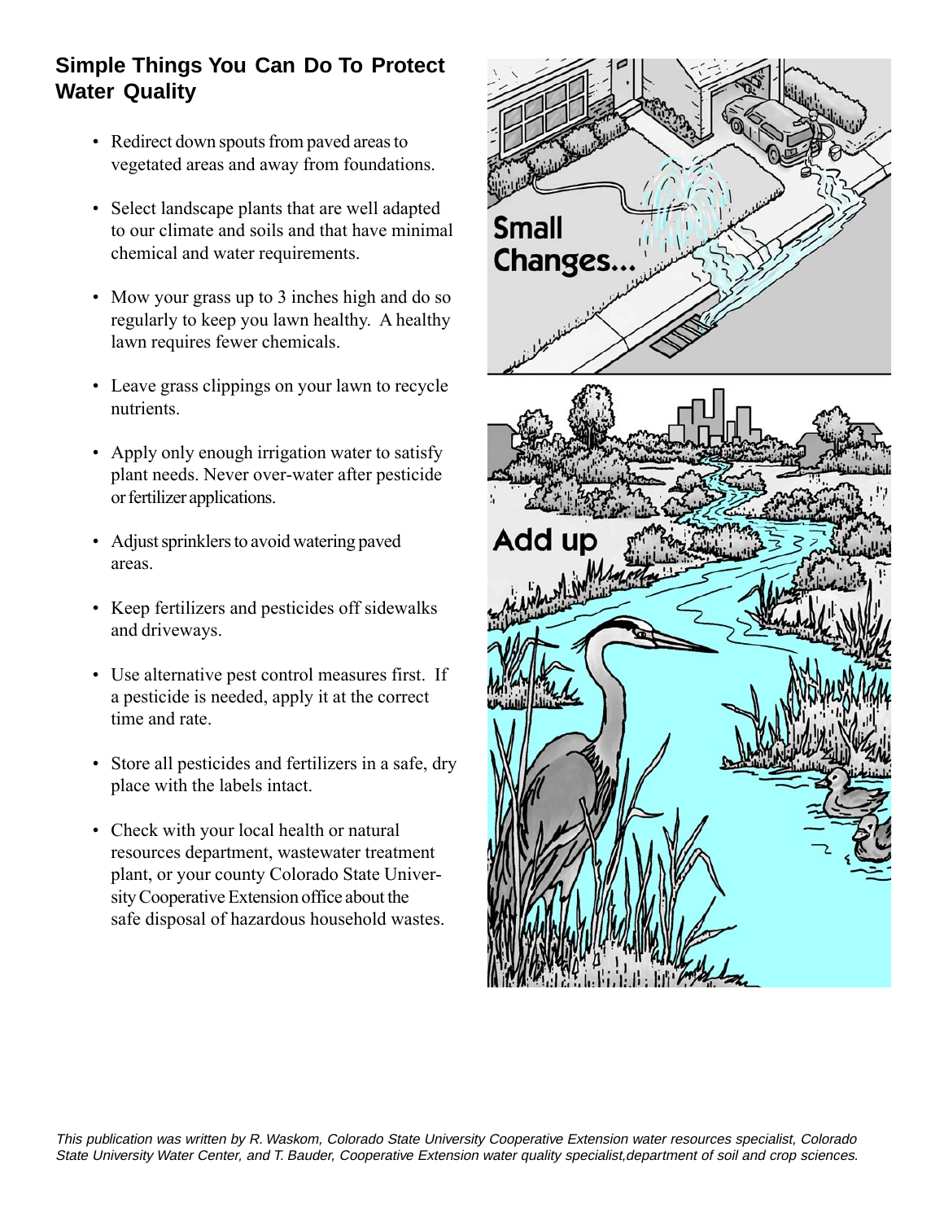## Simple Things You Can Do To Protect Water Quality

- Redirect down spouts from paved areas to vegetated areas and away from foundations.
- Select landscape plants that are well adapted to our climate and soils and that have minimal chemical and water requirements.
- Mow your grass up to 3 inches high and do so regularly to keep you lawn healthy. A healthy lawn requires fewer chemicals.
- Leave grass clippings on your lawn to recycle nutrients.
- Apply only enough irrigation water to satisfy plant needs. Never over-water after pesticide or fertilizer applications.
- Adjust sprinklers to avoid watering paved areas.
- Keep fertilizers and pesticides off sidewalks and driveways.
- Use alternative pest control measures first. If a pesticide is needed, apply it at the correct time and rate.
- Store all pesticides and fertilizers in a safe, dry place with the labels intact.
- Check with your local health or natural resources department, wastewater treatment plant, or your county Colorado State University Cooperative Extension office about the safe disposal of hazardous household wastes.

Small Changes...

Add up

*This publication was written by R. Waskom, Colorado State University Cooperative Extension water resources specialist, Colorado State University Water Center, and T. Bauder, Cooperative Extension water quality specialist,department of soil and crop sciences.*